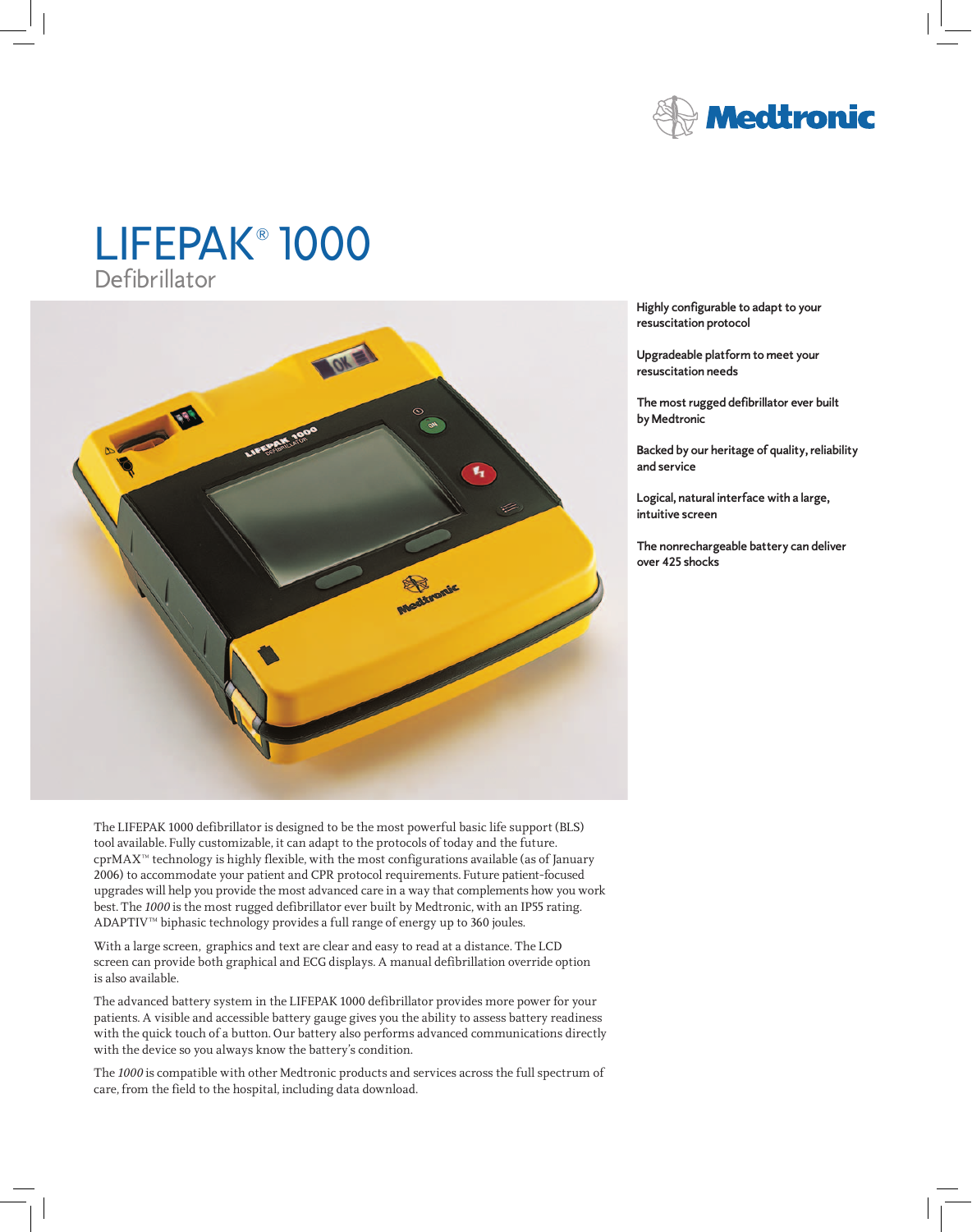Medtronic

# LIFEPAK® 1000

## Defibrillator

- Highly configurable to adapt to your resuscitation protocol
- Upgradeable platform to meet your resuscitation needs
- The most rugged defibrillator ever built by Medtronic
- Backed by our heritage of quality, reliability and service
- Logical, natural interface with a large, intuitive screen
- The nonrechargeable battery can deliver over 425 shocks

The LIFEPAK 1000 defibrillator is designed to be the most powerful basic life support (BLS) tool available. Fully customizable, it can adapt to the protocols of today and the future. cprMAX™ technology is highly flexible, with the most configurations available (as of January 2006) to accommodate your patient and CPR protocol requirements. Future patient-focused upgrades will help you provide the most advanced care in a way that complements how you work best. The *1000* is the most rugged defibrillator ever built by Medtronic, with an IP55 rating. ADAPTIV™ biphasic technology provides a full range of energy up to 360 joules.

With a large screen, graphics and text are clear and easy to read at a distance. The LCD screen can provide both graphical and ECG displays. A manual defibrillation override option is also available.

The advanced battery system in the LIFEPAK 1000 defibrillator provides more power for your patients. A visible and accessible battery gauge gives you the ability to assess battery readiness with the quick touch of a button. Our battery also performs advanced communications directly with the device so you always know the battery's condition.

The *1000* is compatible with other Medtronic products and services across the full spectrum of care, from the field to the hospital, including data download.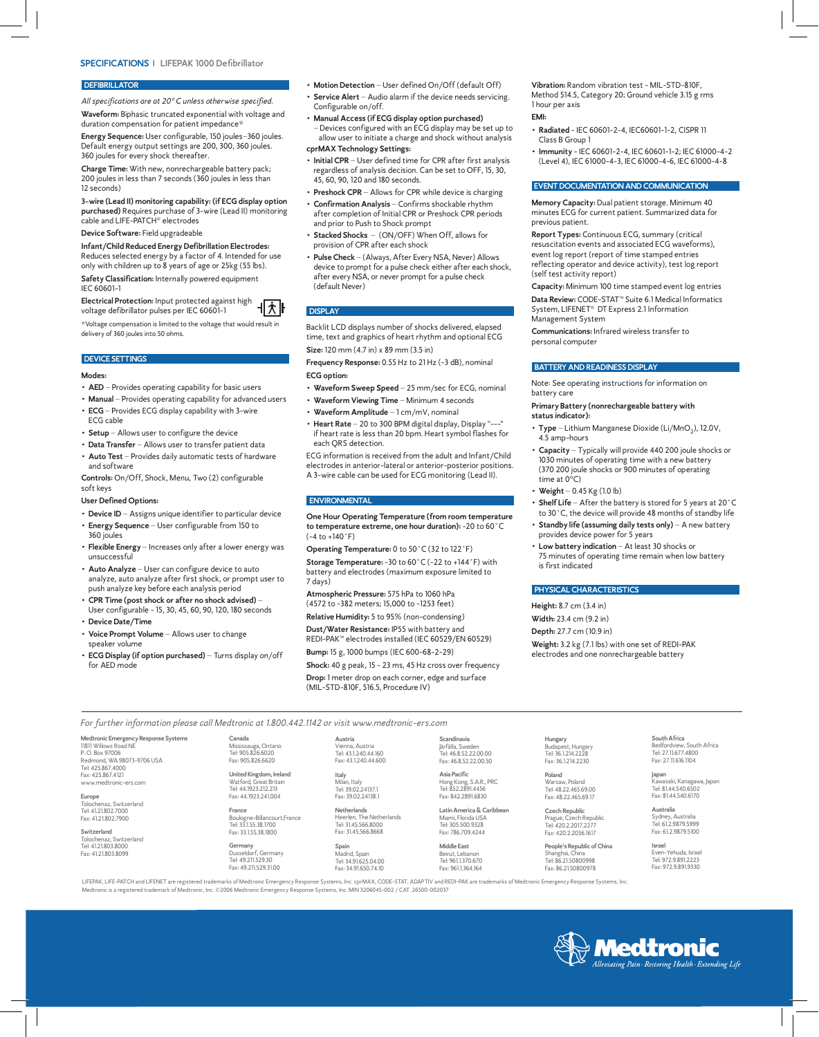**SPECIFICATIONS** | LIFEPAK 1000 Defibrillator

## DEFIBRILLATOR

*All specifications are at 20°C unless otherwise specified.*

**Waveform:** Biphasic truncated exponential with voltage and duration compensation for patient impedance*

**Energy Sequence:** User configurable, 150 joules–360 joules. Default energy output settings are 200, 300, 360 joules. 360 joules for every shock thereafter.

**Charge Time:** With new, nonrechargeable battery pack; 200 joules in less than 7 seconds (360 joules in less than 12 seconds)

**3-wire (Lead II) monitoring capability: (if ECG display option purchased)** Requires purchase of 3-wire (Lead II) monitoring cable and LIFE-PATCH® electrodes

**Device Software:** Field upgradeable

**Infant/Child Reduced Energy Defibrillation Electrodes:** Reduces selected energy by a factor of 4. Intended for use only with children up to 8 years of age or 25kg (55 lbs).

**Safety Classification:** Internally powered equipment IEC 60601-1

**Electrical Protection:** Input protected against high voltage defibrillator pulses per IEC 60601-1

*Voltage compensation is limited to the voltage that would result in delivery of 360 joules into 50 ohms.

## DEVICE SETTINGS

**Modes:**

- **AED** – Provides operating capability for basic users
- **Manual** – Provides operating capability for advanced users
- **ECG** – Provides ECG display capability with 3-wire ECG cable
- **Setup** – Allows user to configure the device
- **Data Transfer** – Allows user to transfer patient data
- **Auto Test** – Provides daily automatic tests of hardware and software

**Controls:** On/Off, Shock, Menu, Two (2) configurable soft keys

**User Defined Options:**

- **Device ID** – Assigns unique identifier to particular device
- **Energy Sequence** – User configurable from 150 to 360 joules
- **Flexible Energy** – Increases only after a lower energy was unsuccessful
- **Auto Analyze** – User can configure device to auto analyze, auto analyze after first shock, or prompt user to push analyze key before each analysis period
- **CPR Time (post shock or after no shock advised)** – User configurable - 15, 30, 45, 60, 90, 120, 180 seconds
- **Device Date/Time**
- **Voice Prompt Volume** – Allows user to change speaker volume
- **ECG Display (if option purchased)** – Turns display on/off for AED mode
- **Motion Detection** – User defined On/Off (default Off)
- **Service Alert** – Audio alarm if the device needs servicing. Configurable on/off.
- **Manual Access (if ECG display option purchased)** – Devices configured with an ECG display may be set up to allow user to initiate a charge and shock without analysis

**cprMAX Technology Settings:**

- **Initial CPR** – User defined time for CPR after first analysis regardless of analysis decision. Can be set to OFF, 15, 30, 45, 60, 90, 120 and 180 seconds.
- **Preshock CPR** – Allows for CPR while device is charging
- **Confirmation Analysis** – Confirms shockable rhythm after completion of Initial CPR or Preshock CPR periods and prior to Push to Shock prompt
- **Stacked Shocks** – (ON/OFF) When Off, allows for provision of CPR after each shock
- **Pulse Check** – (Always, After Every NSA, Never) Allows device to prompt for a pulse check either after each shock, after every NSA, or never prompt for a pulse check (default Never)

## DISPLAY

Backlit LCD displays number of shocks delivered, elapsed time, text and graphics of heart rhythm and optional ECG

**Size:** 120 mm (4.7 in) x 89 mm (3.5 in)

**Frequency Response:** 0.55 Hz to 21 Hz (-3 dB), nominal

**ECG option:**

- **Waveform Sweep Speed** – 25 mm/sec for ECG, nominal
- **Waveform Viewing Time** – Minimum 4 seconds
- **Waveform Amplitude** – 1 cm/mV, nominal
- **Heart Rate** – 20 to 300 BPM digital display, Display "---" if heart rate is less than 20 bpm. Heart symbol flashes for each QRS detection.

ECG information is received from the adult and Infant/Child electrodes in anterior-lateral or anterior-posterior positions. A 3-wire cable can be used for ECG monitoring (Lead II).

## ENVIRONMENTAL

**One Hour Operating Temperature (from room temperature to temperature extreme, one hour duration):** -20 to 60°C (-4 to +140°F)

**Operating Temperature:** 0 to 50°C (32 to 122°F)

**Storage Temperature:** -30 to 60°C (-22 to +144°F) with battery and electrodes (maximum exposure limited to 7 days)

**Atmospheric Pressure:** 575 hPa to 1060 hPa (4572 to -382 meters; 15,000 to -1253 feet)

**Relative Humidity:** 5 to 95% (non-condensing)

**Dust/Water Resistance:** IP55 with battery and REDI-PAK™ electrodes installed (IEC 60529/EN 60529)

**Bump:** 15 g, 1000 bumps (IEC 600-68-2-29)

**Shock:** 40 g peak, 15 - 23 ms, 45 Hz cross over frequency

**Drop:** 1 meter drop on each corner, edge and surface (MIL-STD-810F, 516.5, Procedure IV)

**Vibration:** Random vibration test - MIL-STD-810F, Method 514.5, Category 20; Ground vehicle 3.15 g rms 1 hour per axis

**EMI:**

- **Radiated** - IEC 60601-2-4, IEC60601-1-2, CISPR 11 Class B Group 1
- **Immunity** - IEC 60601-2-4, IEC 60601-1-2; IEC 61000-4-2 (Level 4), IEC 61000-4-3, IEC 61000-4-6, IEC 61000-4-8

## EVENT DOCUMENTATION AND COMMUNICATION

**Memory Capacity:** Dual patient storage. Minimum 40 minutes ECG for current patient. Summarized data for previous patient.

**Report Types:** Continuous ECG, summary (critical resuscitation events and associated ECG waveforms), event log report (report of time stamped events reflecting operator and device activity), test log report (self test activity report)

**Capacity:** Minimum 100 time stamped event log entries

**Data Review:** CODE-STAT™ Suite 6.1 Medical Informatics System, LIFENET® DT Express 2.1 Information Management System

**Communications:** Infrared wireless transfer to personal computer

## BATTERY AND READINESS DISPLAY

Note: See operating instructions for information on battery care

**Primary Battery (nonrechargeable battery with status indicator):**

- **Type** – Lithium Manganese Dioxide (Li/$MnO_2$), 12.0V, 4.5 amp-hours
- **Capacity** – Typically will provide 440 200 joule shocks or 1030 minutes of operating time with a new battery (370 200 joule shocks or 900 minutes of operating time at 0°C)
- **Weight** – 0.45 Kg (1.0 lb)
- **Shelf Life** – After the battery is stored for 5 years at 20°C to 30°C, the device will provide 48 months of standby life
- **Standby life (assuming daily tests only)** – A new battery provides device power for 5 years
- **Low battery indication** – At least 30 shocks or 75 minutes of operating time remain when low battery is first indicated

## PHYSICAL CHARACTERISTICS

**Height:** 8.7 cm (3.4 in)

**Width:** 23.4 cm (9.2 in)

**Depth:** 27.7 cm (10.9 in)

**Weight:** 3.2 kg (7.1 lbs) with one set of REDI-PAK electrodes and one nonrechargeable battery

---

*For further information please call Medtronic at 1.800.442.1142 or visit www.medtronic-ers.com*

**Medtronic Emergency Response Systems**
11811 Willows Road NE
P. O. Box 97006
Redmond, WA 98073-9706 USA
Tel: 425.867.4000
Fax: 425.867.4121
www.medtronic-ers.com

**Europe**
Tolochenaz, Switzerland
Tel: 41.21.802.7000
Fax: 41.21.802.7900

**Switzerland**
Tolochenaz, Switzerland
Tel: 41.21.803.8000
Fax: 41.21.803.8099

**Canada**
Mississauga, Ontario
Tel: 905.826.6020
Fax: 905.826.6620

**United Kingdom, Ireland**
Watford, Great Britain
Tel: 44.1923.212.213
Fax: 44.1923.241.004

**France**
Boulogne-Billancourt,France
Tel: 33.1.55.38.1700
Fax: 33.1.55.38.1800

**Germany**
Dusseldorf, Germany
Tel: 49.211.529.30
Fax: 49.211.529.31.00

**Austria**
Vienna, Austria
Tel: 43.1.240.44.160
Fax: 43.1.240.44.600

**Italy**
Milan, Italy
Tel: 39.02.24137.1
Fax: 39.02.24138.1

**Netherlands**
Heerlen, The Netherlands
Tel: 31.45.566.8000
Fax: 31.45.566.8668

**Spain**
Madrid, Spain
Tel: 34.91.625.04.00
Fax: 34.91.650.74.10

**Scandinavia**
Järfälla, Sweden
Tel: 46.8.52.22.00.00
Fax: 46.8.52.22.00.50

**Asia Pacific**
Hong Kong, S.A.R., PRC
Tel: 852.2891.4456
Fax: 842.2891.6830

**Latin America & Caribbean**
Miami, Florida USA
Tel: 305.500.9328
Fax: 786.709.4244

**Middle East**
Beirut, Lebanon
Tel: 961.1.370.670
Fax: 961.1.364.164

**Hungary**
Budapest, Hungary
Tel: 36.1.214.2228
Fax: 36.1.214.2230

**Poland**
Warsaw, Poland
Tel: 48.22.465.69.00
Fax: 48.22.465.69.17

**Czech Republic**
Prague, Czech Republic
Tel: 420.2.2017.2277
Fax: 420.2.2056.1617

**People's Republic of China**
Shanghai, China
Tel: 86.21.50800998
Fax: 86.21.50800978

**South Africa**
Bedfordview, South Africa
Tel: 27.11.677.4800
Fax: 27.11.616.1104

**Japan**
Kawasaki, Kanagawa, Japan
Tel: 81.44.540.6502
Fax: 81.44.540.6170

**Australia**
Sydney, Australia
Tel: 61.2.9879.5999
Fax: 61.2.9879.5100

**Israel**
Even-Yehuda, Israel
Tel: 972.9.891.2223
Fax: 972.9.891.9330

LIFEPAK, LIFE-PATCH and LIFENET are registered trademarks of Medtronic Emergency Response Systems, Inc. cprMAX, CODE-STAT, ADAPTIV and REDI-PAK are trademarks of Medtronic Emergency Response Systems, Inc. Medtronic is a registered trademark of Medtronic, Inc. ©2006 Medtronic Emergency Response Systems, Inc. MIN 3206045-002 / CAT. 26500-002037

Medtronic
*Alleviating Pain · Restoring Health · Extending Life*